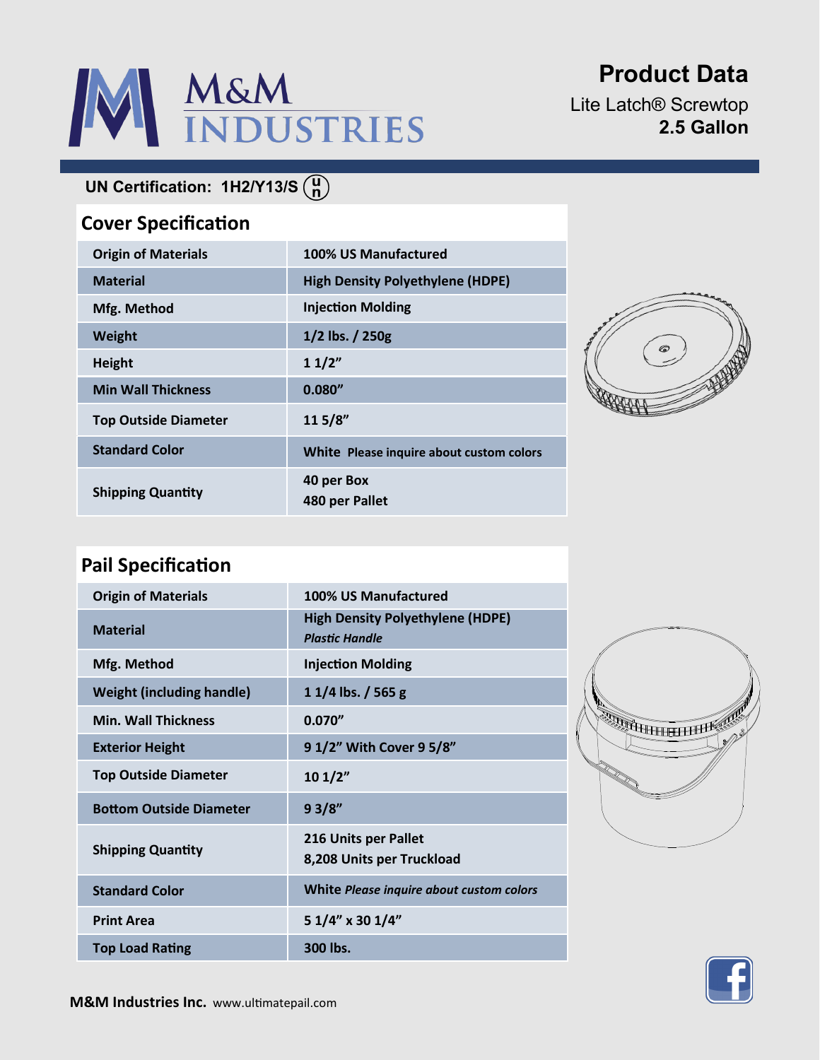# M&M INDUSTRIES

## Product Data

Lite Latch® Screwtop
**2.5 Gallon**

**UN Certification: 1H2/Y13/S**

## Cover Specification

| | |
|---|---|
| **Origin of Materials** | **100% US Manufactured** |
| **Material** | **High Density Polyethylene (HDPE)** |
| **Mfg. Method** | **Injection Molding** |
| **Weight** | **1/2 lbs. / 250g** |
| **Height** | **1 1/2"** |
| **Min Wall Thickness** | **0.080"** |
| **Top Outside Diameter** | **11 5/8"** |
| **Standard Color** | **White** Please inquire about custom colors |
| **Shipping Quantity** | **40 per Box**<br>**480 per Pallet** |

## Pail Specification

| | |
|---|---|
| **Origin of Materials** | **100% US Manufactured** |
| **Material** | **High Density Polyethylene (HDPE)**<br>***Plastic Handle*** |
| **Mfg. Method** | **Injection Molding** |
| **Weight (including handle)** | **1 1/4 lbs. / 565 g** |
| **Min. Wall Thickness** | **0.070"** |
| **Exterior Height** | **9 1/2" With Cover 9 5/8"** |
| **Top Outside Diameter** | **10 1/2"** |
| **Bottom Outside Diameter** | **9 3/8"** |
| **Shipping Quantity** | **216 Units per Pallet**<br>**8,208 Units per Truckload** |
| **Standard Color** | **White** ***Please inquire about custom colors*** |
| **Print Area** | **5 1/4" x 30 1/4"** |
| **Top Load Rating** | **300 lbs.** |

**M&M Industries Inc.** www.ultimatepail.com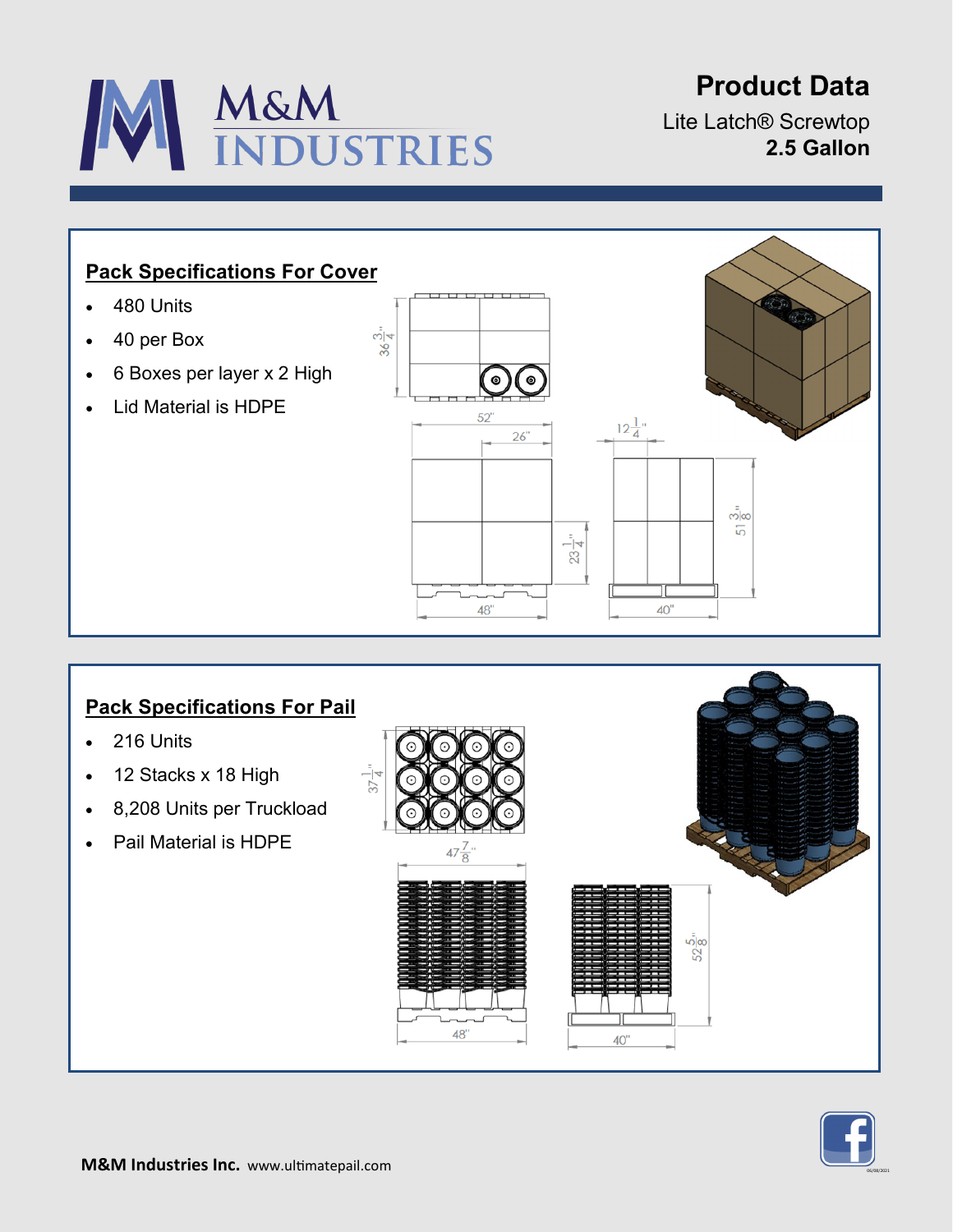# Product Data

Lite Latch® Screwtop
**2.5 Gallon**

## Pack Specifications For Cover

- 480 Units
- 40 per Box
- 6 Boxes per layer x 2 High
- Lid Material is HDPE

36 3/4"
52"
26"
12 1/4"
23 1/4"
51 3/8"
48"
40"

## Pack Specifications For Pail

- 216 Units
- 12 Stacks x 18 High
- 8,208 Units per Truckload
- Pail Material is HDPE

37 1/4"
47 7/8"
52 5/8"
48"
40"

**M&M Industries Inc.** www.ultimatepail.com